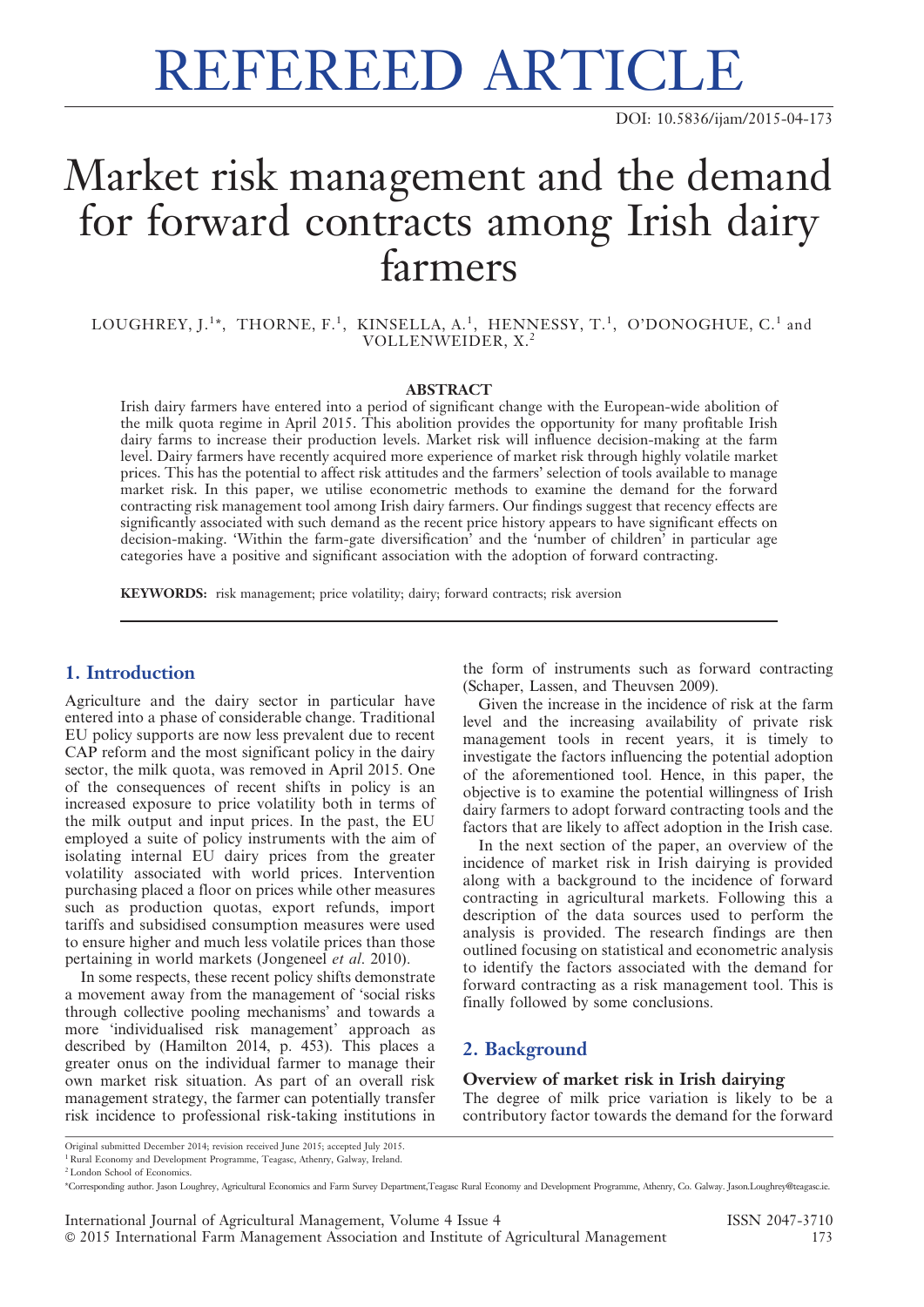REFEREED ARTICLE

DOI: 10.5836/ijam/2015-04-173

# Market risk management and the demand for forward contracts among Irish dairy farmers

LOUGHREY, J.[1]*, THORNE, F.[1], KINSELLA, A.[1], HENNESSY, T.[1], O'DONOGHUE, C.[1] and VOLLENWEIDER, X.[2]

### ABSTRACT

Irish dairy farmers have entered into a period of significant change with the European-wide abolition of the milk quota regime in April 2015. This abolition provides the opportunity for many profitable Irish dairy farms to increase their production levels. Market risk will influence decision-making at the farm level. Dairy farmers have recently acquired more experience of market risk through highly volatile market prices. This has the potential to affect risk attitudes and the farmers' selection of tools available to manage market risk. In this paper, we utilise econometric methods to examine the demand for the forward contracting risk management tool among Irish dairy farmers. Our findings suggest that recency effects are significantly associated with such demand as the recent price history appears to have significant effects on decision-making. 'Within the farm-gate diversification' and the 'number of children' in particular age categories have a positive and significant association with the adoption of forward contracting.

**KEYWORDS:** risk management; price volatility; dairy; forward contracts; risk aversion

## 1. Introduction

Agriculture and the dairy sector in particular have entered into a phase of considerable change. Traditional EU policy supports are now less prevalent due to recent CAP reform and the most significant policy in the dairy sector, the milk quota, was removed in April 2015. One of the consequences of recent shifts in policy is an increased exposure to price volatility both in terms of the milk output and input prices. In the past, the EU employed a suite of policy instruments with the aim of isolating internal EU dairy prices from the greater volatility associated with world prices. Intervention purchasing placed a floor on prices while other measures such as production quotas, export refunds, import tariffs and subsidised consumption measures were used to ensure higher and much less volatile prices than those pertaining in world markets (Jongeneel *et al.* 2010).

In some respects, these recent policy shifts demonstrate a movement away from the management of 'social risks through collective pooling mechanisms' and towards a more 'individualised risk management' approach as described by (Hamilton 2014, p. 453). This places a greater onus on the individual farmer to manage their own market risk situation. As part of an overall risk management strategy, the farmer can potentially transfer risk incidence to professional risk-taking institutions in the form of instruments such as forward contracting (Schaper, Lassen, and Theuvsen 2009).

Given the increase in the incidence of risk at the farm level and the increasing availability of private risk management tools in recent years, it is timely to investigate the factors influencing the potential adoption of the aforementioned tool. Hence, in this paper, the objective is to examine the potential willingness of Irish dairy farmers to adopt forward contracting tools and the factors that are likely to affect adoption in the Irish case.

In the next section of the paper, an overview of the incidence of market risk in Irish dairying is provided along with a background to the incidence of forward contracting in agricultural markets. Following this a description of the data sources used to perform the analysis is provided. The research findings are then outlined focusing on statistical and econometric analysis to identify the factors associated with the demand for forward contracting as a risk management tool. This is finally followed by some conclusions.

## 2. Background

### Overview of market risk in Irish dairying

The degree of milk price variation is likely to be a contributory factor towards the demand for the forward

---

Original submitted December 2014; revision received June 2015; accepted July 2015.

[1] Rural Economy and Development Programme, Teagasc, Athenry, Galway, Ireland.

[2] London School of Economics.

*Corresponding author. Jason Loughrey, Agricultural Economics and Farm Survey Department,Teagasc Rural Economy and Development Programme, Athenry, Co. Galway. Jason.Loughrey@teagasc.ie.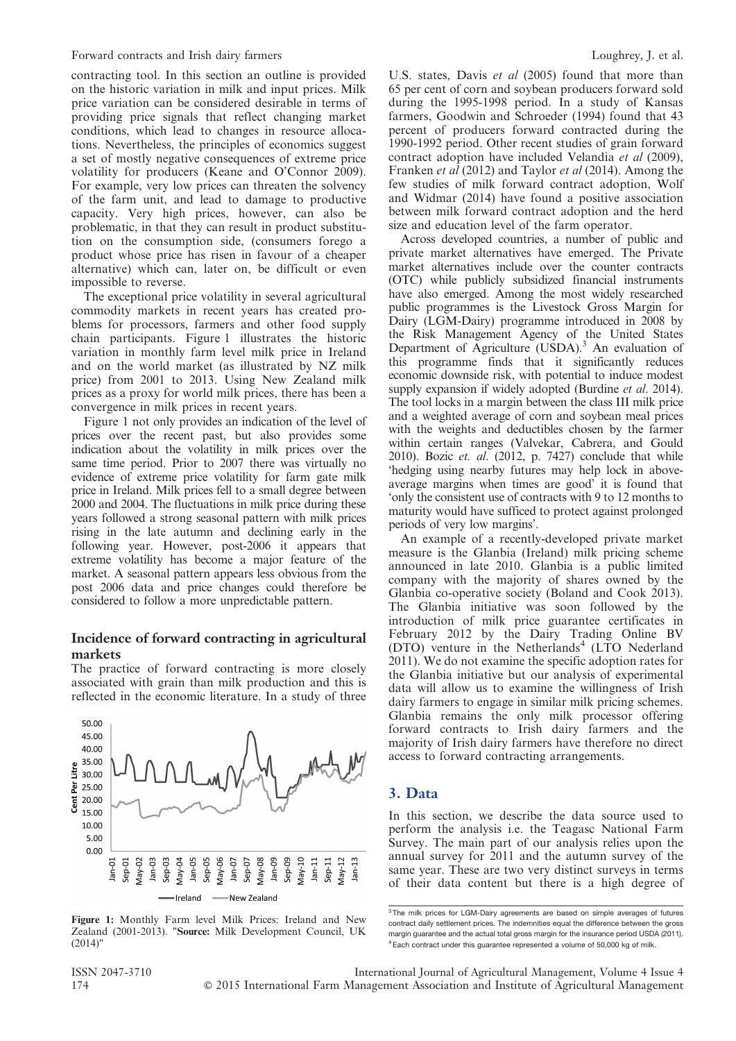contracting tool. In this section an outline is provided on the historic variation in milk and input prices. Milk price variation can be considered desirable in terms of providing price signals that reflect changing market conditions, which lead to changes in resource allocations. Nevertheless, the principles of economics suggest a set of mostly negative consequences of extreme price volatility for producers (Keane and O'Connor 2009). For example, very low prices can threaten the solvency of the farm unit, and lead to damage to productive capacity. Very high prices, however, can also be problematic, in that they can result in product substitution on the consumption side, (consumers forego a product whose price has risen in favour of a cheaper alternative) which can, later on, be difficult or even impossible to reverse.

The exceptional price volatility in several agricultural commodity markets in recent years has created problems for processors, farmers and other food supply chain participants. Figure 1 illustrates the historic variation in monthly farm level milk price in Ireland and on the world market (as illustrated by NZ milk price) from 2001 to 2013. Using New Zealand milk prices as a proxy for world milk prices, there has been a convergence in milk prices in recent years.

Figure 1 not only provides an indication of the level of prices over the recent past, but also provides some indication about the volatility in milk prices over the same time period. Prior to 2007 there was virtually no evidence of extreme price volatility for farm gate milk price in Ireland. Milk prices fell to a small degree between 2000 and 2004. The fluctuations in milk price during these years followed a strong seasonal pattern with milk prices rising in the late autumn and declining early in the following year. However, post-2006 it appears that extreme volatility has become a major feature of the market. A seasonal pattern appears less obvious from the post 2006 data and price changes could therefore be considered to follow a more unpredictable pattern.

## Incidence of forward contracting in agricultural markets

The practice of forward contracting is more closely associated with grain than milk production and this is reflected in the economic literature. In a study of three U.S. states, Davis *et al* (2005) found that more than 65 per cent of corn and soybean producers forward sold during the 1995-1998 period. In a study of Kansas farmers, Goodwin and Schroeder (1994) found that 43 percent of producers forward contracted during the 1990-1992 period. Other recent studies of grain forward contract adoption have included Velandia *et al* (2009), Franken *et al* (2012) and Taylor *et al* (2014). Among the few studies of milk forward contract adoption, Wolf and Widmar (2014) have found a positive association between milk forward contract adoption and the herd size and education level of the farm operator.

Figure 1: Monthly Farm level Milk Prices: Ireland and New Zealand (2001-2013). "**Source:** Milk Development Council, UK (2014)"

Across developed countries, a number of public and private market alternatives have emerged. The Private market alternatives include over the counter contracts (OTC) while publicly subsidized financial instruments have also emerged. Among the most widely researched public programmes is the Livestock Gross Margin for Dairy (LGM-Dairy) programme introduced in 2008 by the Risk Management Agency of the United States Department of Agriculture (USDA).[3] An evaluation of this programme finds that it significantly reduces economic downside risk, with potential to induce modest supply expansion if widely adopted (Burdine *et al*. 2014). The tool locks in a margin between the class III milk price and a weighted average of corn and soybean meal prices with the weights and deductibles chosen by the farmer within certain ranges (Valvekar, Cabrera, and Gould 2010). Bozic *et. al*. (2012, p. 7427) conclude that while 'hedging using nearby futures may help lock in above-average margins when times are good' it is found that 'only the consistent use of contracts with 9 to 12 months to maturity would have sufficed to protect against prolonged periods of very low margins'.

An example of a recently-developed private market measure is the Glanbia (Ireland) milk pricing scheme announced in late 2010. Glanbia is a public limited company with the majority of shares owned by the Glanbia co-operative society (Boland and Cook 2013). The Glanbia initiative was soon followed by the introduction of milk price guarantee certificates in February 2012 by the Dairy Trading Online BV (DTO) venture in the Netherlands[4] (LTO Nederland 2011). We do not examine the specific adoption rates for the Glanbia initiative but our analysis of experimental data will allow us to examine the willingness of Irish dairy farmers to engage in similar milk pricing schemes. Glanbia remains the only milk processor offering forward contracts to Irish dairy farmers and the majority of Irish dairy farmers have therefore no direct access to forward contracting arrangements.

## 3. Data

In this section, we describe the data source used to perform the analysis i.e. the Teagasc National Farm Survey. The main part of our analysis relies upon the annual survey for 2011 and the autumn survey of the same year. These are two very distinct surveys in terms of their data content but there is a high degree of

[3] The milk prices for LGM-Dairy agreements are based on simple averages of futures contract daily settlement prices. The indemnities equal the difference between the gross margin guarantee and the actual total gross margin for the insurance period USDA (2011).

[4] Each contract under this guarantee represented a volume of 50,000 kg of milk.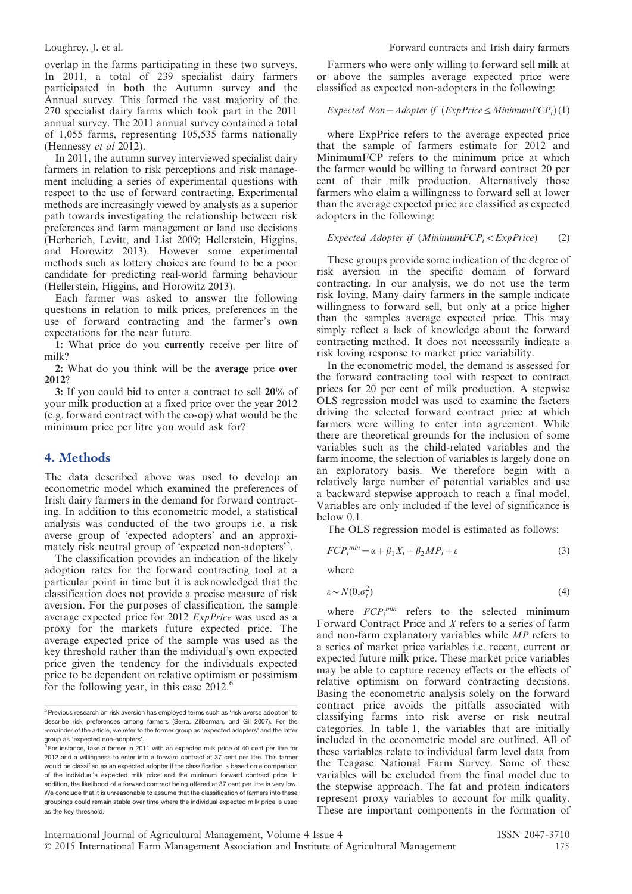overlap in the farms participating in these two surveys. In 2011, a total of 239 specialist dairy farmers participated in both the Autumn survey and the Annual survey. This formed the vast majority of the 270 specialist dairy farms which took part in the 2011 annual survey. The 2011 annual survey contained a total of 1,055 farms, representing 105,535 farms nationally (Hennessy *et al* 2012).

In 2011, the autumn survey interviewed specialist dairy farmers in relation to risk perceptions and risk management including a series of experimental questions with respect to the use of forward contracting. Experimental methods are increasingly viewed by analysts as a superior path towards investigating the relationship between risk preferences and farm management or land use decisions (Herberich, Levitt, and List 2009; Hellerstein, Higgins, and Horowitz 2013). However some experimental methods such as lottery choices are found to be a poor candidate for predicting real-world farming behaviour (Hellerstein, Higgins, and Horowitz 2013).

Each farmer was asked to answer the following questions in relation to milk prices, preferences in the use of forward contracting and the farmer's own expectations for the near future.

**1:** What price do you **currently** receive per litre of milk?

**2:** What do you think will be the **average** price **over 2012**?

**3:** If you could bid to enter a contract to sell **20%** of your milk production at a fixed price over the year 2012 (e.g. forward contract with the co-op) what would be the minimum price per litre you would ask for?

## 4. Methods

The data described above was used to develop an econometric model which examined the preferences of Irish dairy farmers in the demand for forward contracting. In addition to this econometric model, a statistical analysis was conducted of the two groups i.e. a risk averse group of 'expected adopters' and an approximately risk neutral group of 'expected non-adopters'[5].

The classification provides an indication of the likely adoption rates for the forward contracting tool at a particular point in time but it is acknowledged that the classification does not provide a precise measure of risk aversion. For the purposes of classification, the sample average expected price for 2012 *ExpPrice* was used as a proxy for the markets future expected price. The average expected price of the sample was used as the key threshold rather than the individual's own expected price given the tendency for the individuals expected price to be dependent on relative optimism or pessimism for the following year, in this case 2012.[6]

Farmers who were only willing to forward sell milk at or above the samples average expected price were classified as expected non-adopters in the following:

$$\textit{Expected Non-Adopter if } (ExpPrice \leq MinimumFCP_i) \quad (1)$$

where ExpPrice refers to the average expected price that the sample of farmers estimate for 2012 and MinimumFCP refers to the minimum price at which the farmer would be willing to forward contract 20 per cent of their milk production. Alternatively those farmers who claim a willingness to forward sell at lower than the average expected price are classified as expected adopters in the following:

$$\textit{Expected Adopter if } (MinimumFCP_i < ExpPrice) \quad (2)$$

These groups provide some indication of the degree of risk aversion in the specific domain of forward contracting. In our analysis, we do not use the term risk loving. Many dairy farmers in the sample indicate willingness to forward sell, but only at a price higher than the samples average expected price. This may simply reflect a lack of knowledge about the forward contracting method. It does not necessarily indicate a risk loving response to market price variability.

In the econometric model, the demand is assessed for the forward contracting tool with respect to contract prices for 20 per cent of milk production. A stepwise OLS regression model was used to examine the factors driving the selected forward contract price at which farmers were willing to enter into agreement. While there are theoretical grounds for the inclusion of some variables such as the child-related variables and the farm income, the selection of variables is largely done on an exploratory basis. We therefore begin with a relatively large number of potential variables and use a backward stepwise approach to reach a final model. Variables are only included if the level of significance is below 0.1.

The OLS regression model is estimated as follows:

$$FCP_i^{min} = \alpha + \beta_1 X_i + \beta_2 MP_i + \varepsilon \quad (3)$$

where

$$\varepsilon \sim N(0, \sigma_i^2) \quad (4)$$

where $FCP_i^{min}$ refers to the selected minimum Forward Contract Price and *X* refers to a series of farm and non-farm explanatory variables while *MP* refers to a series of market price variables i.e. recent, current or expected future milk price. These market price variables may be able to capture recency effects or the effects of relative optimism on forward contracting decisions. Basing the econometric analysis solely on the forward contract price avoids the pitfalls associated with classifying farms into risk averse or risk neutral categories. In table 1, the variables that are initially included in the econometric model are outlined. All of these variables relate to individual farm level data from the Teagasc National Farm Survey. Some of these variables will be excluded from the final model due to the stepwise approach. The fat and protein indicators represent proxy variables to account for milk quality. These are important components in the formation of

[5] Previous research on risk aversion has employed terms such as 'risk averse adoption' to describe risk preferences among farmers (Serra, Zilberman, and Gil 2007). For the remainder of the article, we refer to the former group as 'expected adopters' and the latter group as 'expected non-adopters'.

[6] For instance, take a farmer in 2011 with an expected milk price of 40 cent per litre for 2012 and a willingness to enter into a forward contract at 37 cent per litre. This farmer would be classified as an expected adopter if the classification is based on a comparison of the individual's expected milk price and the minimum forward contract price. In addition, the likelihood of a forward contract being offered at 37 cent per litre is very low. We conclude that it is unreasonable to assume that the classification of farmers into these groupings could remain stable over time where the individual expected milk price is used as the key threshold.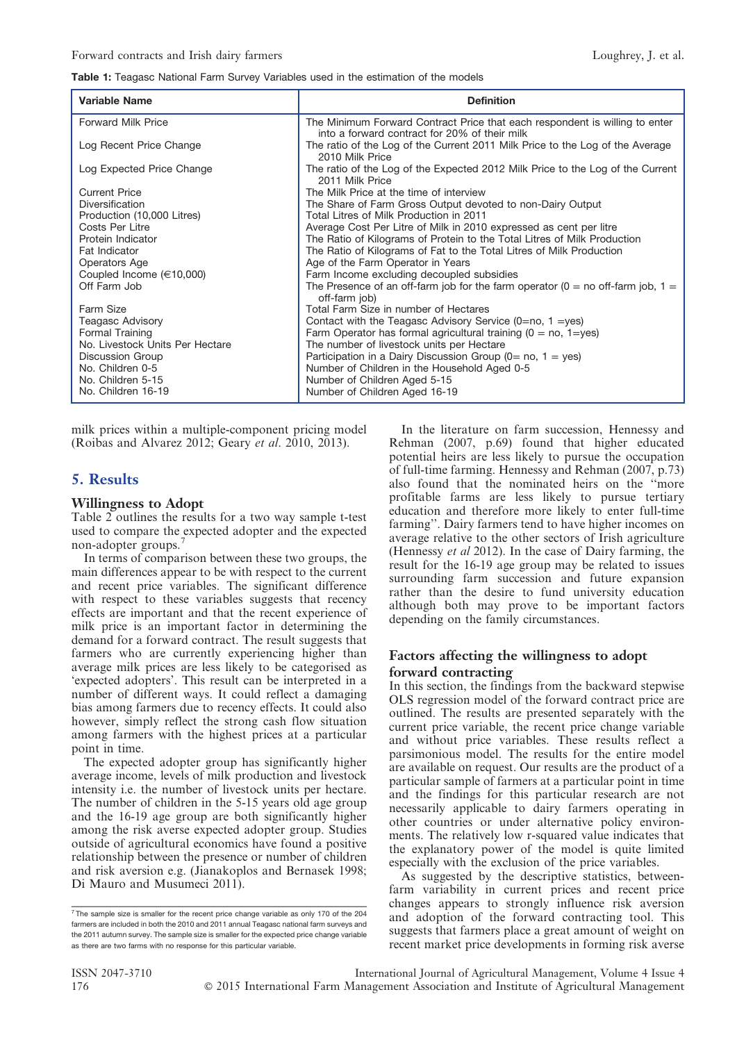**Table 1:** Teagasc National Farm Survey Variables used in the estimation of the models

| Variable Name | Definition |
|---|---|
| Forward Milk Price | The Minimum Forward Contract Price that each respondent is willing to enter into a forward contract for 20% of their milk |
| Log Recent Price Change | The ratio of the Log of the Current 2011 Milk Price to the Log of the Average 2010 Milk Price |
| Log Expected Price Change | The ratio of the Log of the Expected 2012 Milk Price to the Log of the Current 2011 Milk Price |
| Current Price | The Milk Price at the time of interview |
| Diversification | The Share of Farm Gross Output devoted to non-Dairy Output |
| Production (10,000 Litres) | Total Litres of Milk Production in 2011 |
| Costs Per Litre | Average Cost Per Litre of Milk in 2010 expressed as cent per litre |
| Protein Indicator | The Ratio of Kilograms of Protein to the Total Litres of Milk Production |
| Fat Indicator | The Ratio of Kilograms of Fat to the Total Litres of Milk Production |
| Operators Age | Age of the Farm Operator in Years |
| Coupled Income (€10,000) | Farm Income excluding decoupled subsidies |
| Off Farm Job | The Presence of an off-farm job for the farm operator (0 = no off-farm job, 1 = off-farm job) |
| Farm Size | Total Farm Size in number of Hectares |
| Teagasc Advisory | Contact with the Teagasc Advisory Service (0=no, 1 =yes) |
| Formal Training | Farm Operator has formal agricultural training (0 = no, 1=yes) |
| No. Livestock Units Per Hectare | The number of livestock units per Hectare |
| Discussion Group | Participation in a Dairy Discussion Group (0= no, 1 = yes) |
| No. Children 0-5 | Number of Children in the Household Aged 0-5 |
| No. Children 5-15 | Number of Children Aged 5-15 |
| No. Children 16-19 | Number of Children Aged 16-19 |

milk prices within a multiple-component pricing model (Roibas and Alvarez 2012; Geary *et al*. 2010, 2013).

## 5. Results

### Willingness to Adopt

Table 2 outlines the results for a two way sample t-test used to compare the expected adopter and the expected non-adopter groups.[7]

In terms of comparison between these two groups, the main differences appear to be with respect to the current and recent price variables. The significant difference with respect to these variables suggests that recency effects are important and that the recent experience of milk price is an important factor in determining the demand for a forward contract. The result suggests that farmers who are currently experiencing higher than average milk prices are less likely to be categorised as 'expected adopters'. This result can be interpreted in a number of different ways. It could reflect a damaging bias among farmers due to recency effects. It could also however, simply reflect the strong cash flow situation among farmers with the highest prices at a particular point in time.

The expected adopter group has significantly higher average income, levels of milk production and livestock intensity i.e. the number of livestock units per hectare. The number of children in the 5-15 years old age group and the 16-19 age group are both significantly higher among the risk averse expected adopter group. Studies outside of agricultural economics have found a positive relationship between the presence or number of children and risk aversion e.g. (Jianakoplos and Bernasek 1998; Di Mauro and Musumeci 2011).

[7] The sample size is smaller for the recent price change variable as only 170 of the 204 farmers are included in both the 2010 and 2011 annual Teagasc national farm surveys and the 2011 autumn survey. The sample size is smaller for the expected price change variable as there are two farms with no response for this particular variable.

In the literature on farm succession, Hennessy and Rehman (2007, p.69) found that higher educated potential heirs are less likely to pursue the occupation of full-time farming. Hennessy and Rehman (2007, p.73) also found that the nominated heirs on the "more profitable farms are less likely to pursue tertiary education and therefore more likely to enter full-time farming". Dairy farmers tend to have higher incomes on average relative to the other sectors of Irish agriculture (Hennessy *et al* 2012). In the case of Dairy farming, the result for the 16-19 age group may be related to issues surrounding farm succession and future expansion rather than the desire to fund university education although both may prove to be important factors depending on the family circumstances.

### Factors affecting the willingness to adopt forward contracting

In this section, the findings from the backward stepwise OLS regression model of the forward contract price are outlined. The results are presented separately with the current price variable, the recent price change variable and without price variables. These results reflect a parsimonious model. The results for the entire model are available on request. Our results are the product of a particular sample of farmers at a particular point in time and the findings for this particular research are not necessarily applicable to dairy farmers operating in other countries or under alternative policy environments. The relatively low r-squared value indicates that the explanatory power of the model is quite limited especially with the exclusion of the price variables.

As suggested by the descriptive statistics, between-farm variability in current prices and recent price changes appears to strongly influence risk aversion and adoption of the forward contracting tool. This suggests that farmers place a great amount of weight on recent market price developments in forming risk averse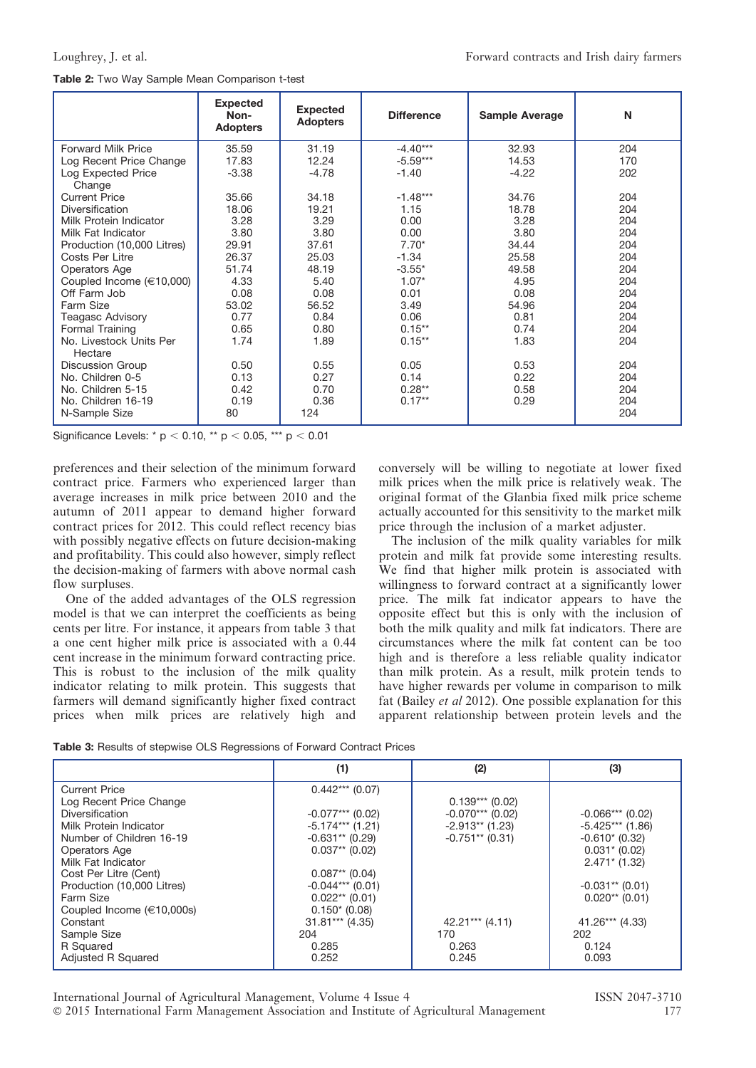**Table 2:** Two Way Sample Mean Comparison t-test

| | Expected Non-Adopters | Expected Adopters | Difference | Sample Average | N |
|---|---|---|---|---|---|
| Forward Milk Price | 35.59 | 31.19 | -4.40*** | 32.93 | 204 |
| Log Recent Price Change | 17.83 | 12.24 | -5.59*** | 14.53 | 170 |
| Log Expected Price Change | -3.38 | -4.78 | -1.40 | -4.22 | 202 |
| Current Price | 35.66 | 34.18 | -1.48*** | 34.76 | 204 |
| Diversification | 18.06 | 19.21 | 1.15 | 18.78 | 204 |
| Milk Protein Indicator | 3.28 | 3.29 | 0.00 | 3.28 | 204 |
| Milk Fat Indicator | 3.80 | 3.80 | 0.00 | 3.80 | 204 |
| Production (10,000 Litres) | 29.91 | 37.61 | 7.70* | 34.44 | 204 |
| Costs Per Litre | 26.37 | 25.03 | -1.34 | 25.58 | 204 |
| Operators Age | 51.74 | 48.19 | -3.55* | 49.58 | 204 |
| Coupled Income (€10,000) | 4.33 | 5.40 | 1.07* | 4.95 | 204 |
| Off Farm Job | 0.08 | 0.08 | 0.01 | 0.08 | 204 |
| Farm Size | 53.02 | 56.52 | 3.49 | 54.96 | 204 |
| Teagasc Advisory | 0.77 | 0.84 | 0.06 | 0.81 | 204 |
| Formal Training | 0.65 | 0.80 | 0.15** | 0.74 | 204 |
| No. Livestock Units Per Hectare | 1.74 | 1.89 | 0.15** | 1.83 | 204 |
| Discussion Group | 0.50 | 0.55 | 0.05 | 0.53 | 204 |
| No. Children 0-5 | 0.13 | 0.27 | 0.14 | 0.22 | 204 |
| No. Children 5-15 | 0.42 | 0.70 | 0.28** | 0.58 | 204 |
| No. Children 16-19 | 0.19 | 0.36 | 0.17** | 0.29 | 204 |
| N-Sample Size | 80 | 124 | | | 204 |

Significance Levels: * $p < 0.10$, ** $p < 0.05$, *** $p < 0.01$

preferences and their selection of the minimum forward contract price. Farmers who experienced larger than average increases in milk price between 2010 and the autumn of 2011 appear to demand higher forward contract prices for 2012. This could reflect recency bias with possibly negative effects on future decision-making and profitability. This could also however, simply reflect the decision-making of farmers with above normal cash flow surpluses.

One of the added advantages of the OLS regression model is that we can interpret the coefficients as being cents per litre. For instance, it appears from table 3 that a one cent higher milk price is associated with a 0.44 cent increase in the minimum forward contracting price. This is robust to the inclusion of the milk quality indicator relating to milk protein. This suggests that farmers will demand significantly higher fixed contract prices when milk prices are relatively high and conversely will be willing to negotiate at lower fixed milk prices when the milk price is relatively weak. The original format of the Glanbia fixed milk price scheme actually accounted for this sensitivity to the market milk price through the inclusion of a market adjuster.

The inclusion of the milk quality variables for milk protein and milk fat provide some interesting results. We find that higher milk protein is associated with willingness to forward contract at a significantly lower price. The milk fat indicator appears to have the opposite effect but this is only with the inclusion of both the milk quality and milk fat indicators. There are circumstances where the milk fat content can be too high and is therefore a less reliable quality indicator than milk protein. As a result, milk protein tends to have higher rewards per volume in comparison to milk fat (Bailey *et al* 2012). One possible explanation for this apparent relationship between protein levels and the

**Table 3:** Results of stepwise OLS Regressions of Forward Contract Prices

| | (1) | (2) | (3) |
|---|---|---|---|
| Current Price | 0.442*** (0.07) | | |
| Log Recent Price Change | | 0.139*** (0.02) | |
| Diversification | -0.077*** (0.02) | -0.070*** (0.02) | -0.066*** (0.02) |
| Milk Protein Indicator | -5.174*** (1.21) | -2.913** (1.23) | -5.425*** (1.86) |
| Number of Children 16-19 | -0.631** (0.29) | -0.751** (0.31) | -0.610* (0.32) |
| Operators Age | 0.037** (0.02) | | 0.031* (0.02) |
| Milk Fat Indicator | | | 2.471* (1.32) |
| Cost Per Litre (Cent) | 0.087** (0.04) | | |
| Production (10,000 Litres) | -0.044*** (0.01) | | -0.031** (0.01) |
| Farm Size | 0.022** (0.01) | | 0.020** (0.01) |
| Coupled Income (€10,000s) | 0.150* (0.08) | | |
| Constant | 31.81*** (4.35) | 42.21*** (4.11) | 41.26*** (4.33) |
| Sample Size | 204 | 170 | 202 |
| R Squared | 0.285 | 0.263 | 0.124 |
| Adjusted R Squared | 0.252 | 0.245 | 0.093 |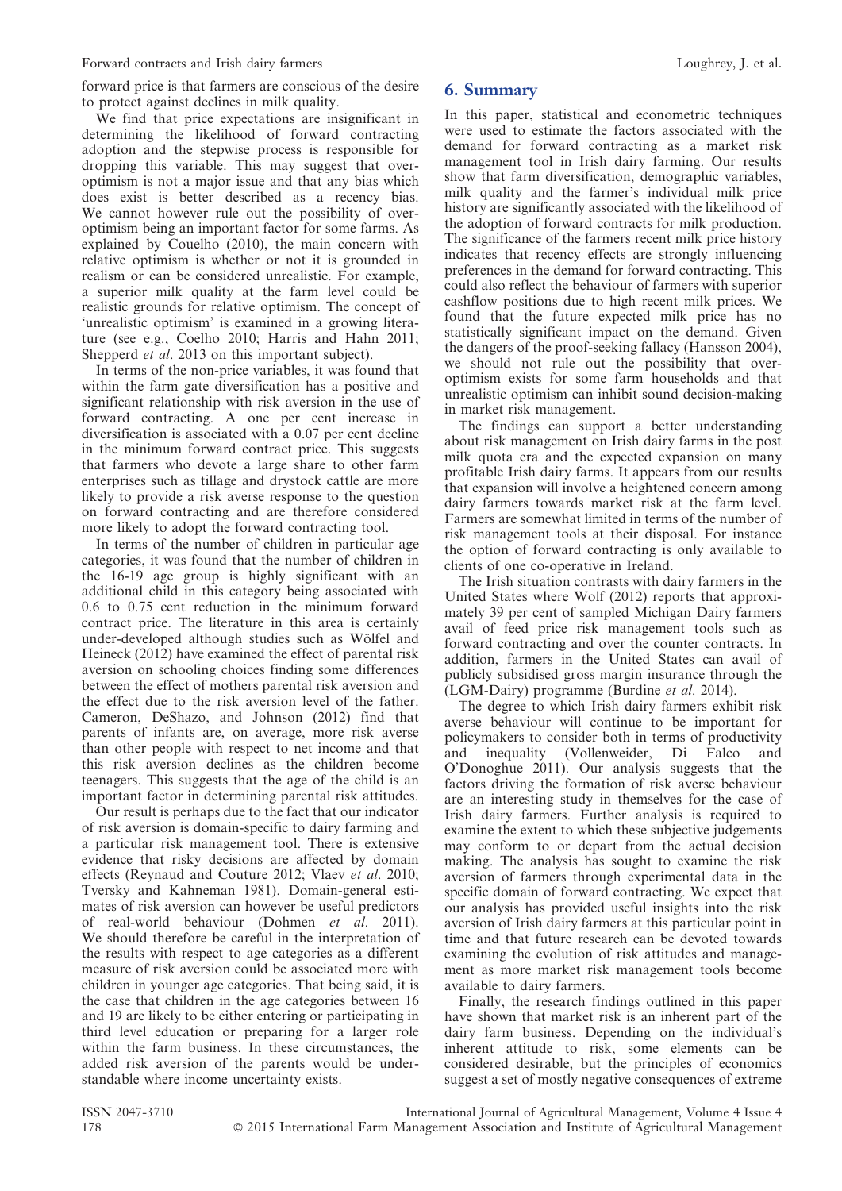forward price is that farmers are conscious of the desire to protect against declines in milk quality.

We find that price expectations are insignificant in determining the likelihood of forward contracting adoption and the stepwise process is responsible for dropping this variable. This may suggest that over-optimism is not a major issue and that any bias which does exist is better described as a recency bias. We cannot however rule out the possibility of over-optimism being an important factor for some farms. As explained by Couelho (2010), the main concern with relative optimism is whether or not it is grounded in realism or can be considered unrealistic. For example, a superior milk quality at the farm level could be realistic grounds for relative optimism. The concept of 'unrealistic optimism' is examined in a growing literature (see e.g., Coelho 2010; Harris and Hahn 2011; Shepperd *et al*. 2013 on this important subject).

In terms of the non-price variables, it was found that within the farm gate diversification has a positive and significant relationship with risk aversion in the use of forward contracting. A one per cent increase in diversification is associated with a 0.07 per cent decline in the minimum forward contract price. This suggests that farmers who devote a large share to other farm enterprises such as tillage and drystock cattle are more likely to provide a risk averse response to the question on forward contracting and are therefore considered more likely to adopt the forward contracting tool.

In terms of the number of children in particular age categories, it was found that the number of children in the 16-19 age group is highly significant with an additional child in this category being associated with 0.6 to 0.75 cent reduction in the minimum forward contract price. The literature in this area is certainly under-developed although studies such as Wölfel and Heineck (2012) have examined the effect of parental risk aversion on schooling choices finding some differences between the effect of mothers parental risk aversion and the effect due to the risk aversion level of the father. Cameron, DeShazo, and Johnson (2012) find that parents of infants are, on average, more risk averse than other people with respect to net income and that this risk aversion declines as the children become teenagers. This suggests that the age of the child is an important factor in determining parental risk attitudes.

Our result is perhaps due to the fact that our indicator of risk aversion is domain-specific to dairy farming and a particular risk management tool. There is extensive evidence that risky decisions are affected by domain effects (Reynaud and Couture 2012; Vlaev *et al*. 2010; Tversky and Kahneman 1981). Domain-general estimates of risk aversion can however be useful predictors of real-world behaviour (Dohmen *et al*. 2011). We should therefore be careful in the interpretation of the results with respect to age categories as a different measure of risk aversion could be associated more with children in younger age categories. That being said, it is the case that children in the age categories between 16 and 19 are likely to be either entering or participating in third level education or preparing for a larger role within the farm business. In these circumstances, the added risk aversion of the parents would be understandable where income uncertainty exists.

## 6. Summary

In this paper, statistical and econometric techniques were used to estimate the factors associated with the demand for forward contracting as a market risk management tool in Irish dairy farming. Our results show that farm diversification, demographic variables, milk quality and the farmer's individual milk price history are significantly associated with the likelihood of the adoption of forward contracts for milk production. The significance of the farmers recent milk price history indicates that recency effects are strongly influencing preferences in the demand for forward contracting. This could also reflect the behaviour of farmers with superior cashflow positions due to high recent milk prices. We found that the future expected milk price has no statistically significant impact on the demand. Given the dangers of the proof-seeking fallacy (Hansson 2004), we should not rule out the possibility that over-optimism exists for some farm households and that unrealistic optimism can inhibit sound decision-making in market risk management.

The findings can support a better understanding about risk management on Irish dairy farms in the post milk quota era and the expected expansion on many profitable Irish dairy farms. It appears from our results that expansion will involve a heightened concern among dairy farmers towards market risk at the farm level. Farmers are somewhat limited in terms of the number of risk management tools at their disposal. For instance the option of forward contracting is only available to clients of one co-operative in Ireland.

The Irish situation contrasts with dairy farmers in the United States where Wolf (2012) reports that approximately 39 per cent of sampled Michigan Dairy farmers avail of feed price risk management tools such as forward contracting and over the counter contracts. In addition, farmers in the United States can avail of publicly subsidised gross margin insurance through the (LGM-Dairy) programme (Burdine *et al*. 2014).

The degree to which Irish dairy farmers exhibit risk averse behaviour will continue to be important for policymakers to consider both in terms of productivity and inequality (Vollenweider, Di Falco and O'Donoghue 2011). Our analysis suggests that the factors driving the formation of risk averse behaviour are an interesting study in themselves for the case of Irish dairy farmers. Further analysis is required to examine the extent to which these subjective judgements may conform to or depart from the actual decision making. The analysis has sought to examine the risk aversion of farmers through experimental data in the specific domain of forward contracting. We expect that our analysis has provided useful insights into the risk aversion of Irish dairy farmers at this particular point in time and that future research can be devoted towards examining the evolution of risk attitudes and management as more market risk management tools become available to dairy farmers.

Finally, the research findings outlined in this paper have shown that market risk is an inherent part of the dairy farm business. Depending on the individual's inherent attitude to risk, some elements can be considered desirable, but the principles of economics suggest a set of mostly negative consequences of extreme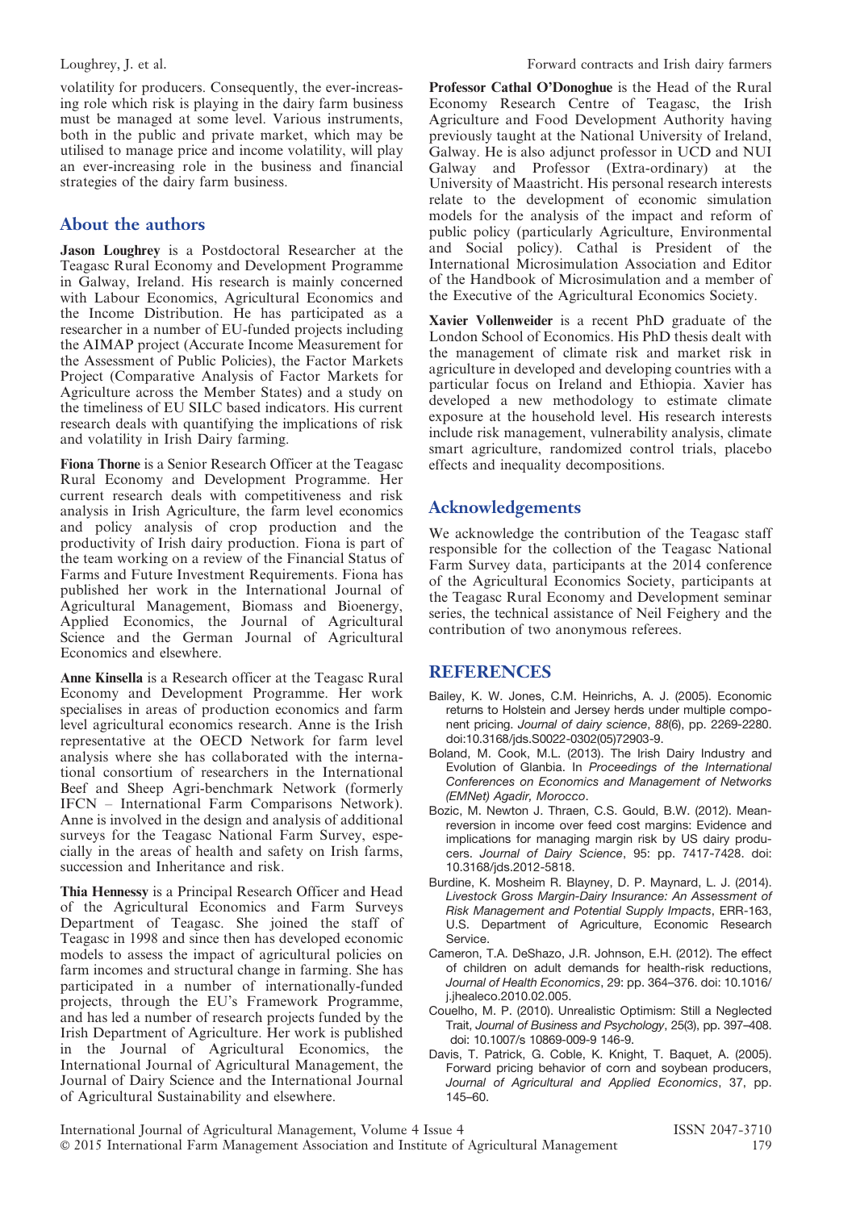volatility for producers. Consequently, the ever-increasing role which risk is playing in the dairy farm business must be managed at some level. Various instruments, both in the public and private market, which may be utilised to manage price and income volatility, will play an ever-increasing role in the business and financial strategies of the dairy farm business.

## About the authors

**Jason Loughrey** is a Postdoctoral Researcher at the Teagasc Rural Economy and Development Programme in Galway, Ireland. His research is mainly concerned with Labour Economics, Agricultural Economics and the Income Distribution. He has participated as a researcher in a number of EU-funded projects including the AIMAP project (Accurate Income Measurement for the Assessment of Public Policies), the Factor Markets Project (Comparative Analysis of Factor Markets for Agriculture across the Member States) and a study on the timeliness of EU SILC based indicators. His current research deals with quantifying the implications of risk and volatility in Irish Dairy farming.

**Fiona Thorne** is a Senior Research Officer at the Teagasc Rural Economy and Development Programme. Her current research deals with competitiveness and risk analysis in Irish Agriculture, the farm level economics and policy analysis of crop production and the productivity of Irish dairy production. Fiona is part of the team working on a review of the Financial Status of Farms and Future Investment Requirements. Fiona has published her work in the International Journal of Agricultural Management, Biomass and Bioenergy, Applied Economics, the Journal of Agricultural Science and the German Journal of Agricultural Economics and elsewhere.

**Anne Kinsella** is a Research officer at the Teagasc Rural Economy and Development Programme. Her work specialises in areas of production economics and farm level agricultural economics research. Anne is the Irish representative at the OECD Network for farm level analysis where she has collaborated with the international consortium of researchers in the International Beef and Sheep Agri-benchmark Network (formerly IFCN – International Farm Comparisons Network). Anne is involved in the design and analysis of additional surveys for the Teagasc National Farm Survey, especially in the areas of health and safety on Irish farms, succession and Inheritance and risk.

**Thia Hennessy** is a Principal Research Officer and Head of the Agricultural Economics and Farm Surveys Department of Teagasc. She joined the staff of Teagasc in 1998 and since then has developed economic models to assess the impact of agricultural policies on farm incomes and structural change in farming. She has participated in a number of internationally-funded projects, through the EU's Framework Programme, and has led a number of research projects funded by the Irish Department of Agriculture. Her work is published in the Journal of Agricultural Economics, the International Journal of Agricultural Management, the Journal of Dairy Science and the International Journal of Agricultural Sustainability and elsewhere.

**Professor Cathal O'Donoghue** is the Head of the Rural Economy Research Centre of Teagasc, the Irish Agriculture and Food Development Authority having previously taught at the National University of Ireland, Galway. He is also adjunct professor in UCD and NUI Galway and Professor (Extra-ordinary) at the University of Maastricht. His personal research interests relate to the development of economic simulation models for the analysis of the impact and reform of public policy (particularly Agriculture, Environmental and Social policy). Cathal is President of the International Microsimulation Association and Editor of the Handbook of Microsimulation and a member of the Executive of the Agricultural Economics Society.

**Xavier Vollenweider** is a recent PhD graduate of the London School of Economics. His PhD thesis dealt with the management of climate risk and market risk in agriculture in developed and developing countries with a particular focus on Ireland and Ethiopia. Xavier has developed a new methodology to estimate climate exposure at the household level. His research interests include risk management, vulnerability analysis, climate smart agriculture, randomized control trials, placebo effects and inequality decompositions.

## Acknowledgements

We acknowledge the contribution of the Teagasc staff responsible for the collection of the Teagasc National Farm Survey data, participants at the 2014 conference of the Agricultural Economics Society, participants at the Teagasc Rural Economy and Development seminar series, the technical assistance of Neil Feighery and the contribution of two anonymous referees.

## REFERENCES

Bailey, K. W. Jones, C.M. Heinrichs, A. J. (2005). Economic returns to Holstein and Jersey herds under multiple component pricing. *Journal of dairy science*, *88*(6), pp. 2269-2280. doi:10.3168/jds.S0022-0302(05)72903-9.

Boland, M. Cook, M.L. (2013). The Irish Dairy Industry and Evolution of Glanbia. In *Proceedings of the International Conferences on Economics and Management of Networks (EMNet) Agadir, Morocco*.

Bozic, M. Newton J. Thraen, C.S. Gould, B.W. (2012). Mean-reversion in income over feed cost margins: Evidence and implications for managing margin risk by US dairy producers. *Journal of Dairy Science*, 95: pp. 7417-7428. doi: 10.3168/jds.2012-5818.

Burdine, K. Mosheim R. Blayney, D. P. Maynard, L. J. (2014). *Livestock Gross Margin-Dairy Insurance: An Assessment of Risk Management and Potential Supply Impacts*, ERR-163, U.S. Department of Agriculture, Economic Research Service.

Cameron, T.A. DeShazo, J.R. Johnson, E.H. (2012). The effect of children on adult demands for health-risk reductions, *Journal of Health Economics*, 29: pp. 364–376. doi: 10.1016/j.jhealeco.2010.02.005.

Couelho, M. P. (2010). Unrealistic Optimism: Still a Neglected Trait, *Journal of Business and Psychology*, 25(3), pp. 397–408. doi: 10.1007/s 10869-009-9 146-9.

Davis, T. Patrick, G. Coble, K. Knight, T. Baquet, A. (2005). Forward pricing behavior of corn and soybean producers, *Journal of Agricultural and Applied Economics*, 37, pp. 145–60.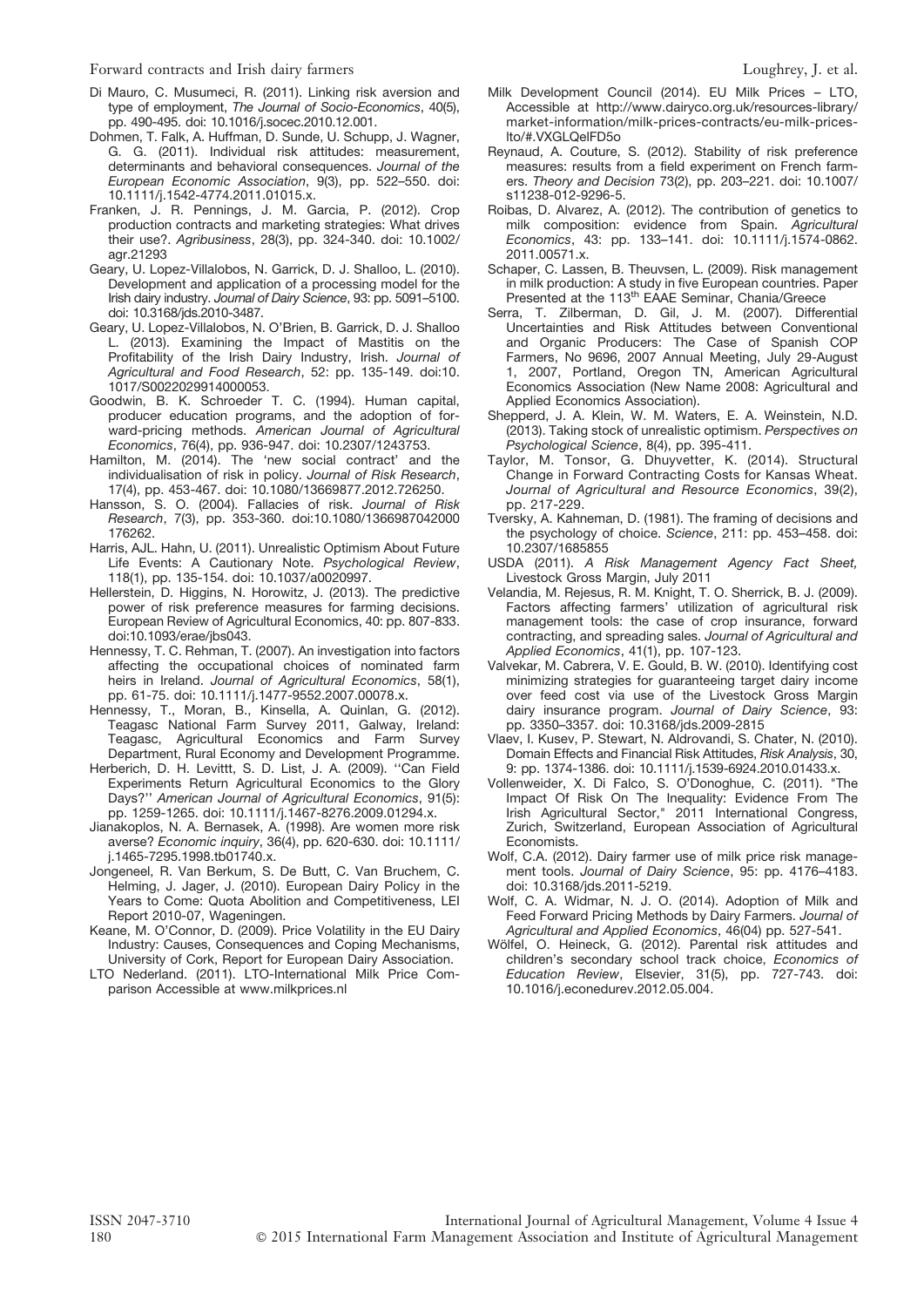Di Mauro, C. Musumeci, R. (2011). Linking risk aversion and type of employment, *The Journal of Socio-Economics*, 40(5), pp. 490-495. doi: 10.1016/j.socec.2010.12.001.

Dohmen, T. Falk, A. Huffman, D. Sunde, U. Schupp, J. Wagner, G. G. (2011). Individual risk attitudes: measurement, determinants and behavioral consequences. *Journal of the European Economic Association*, 9(3), pp. 522–550. doi: 10.1111/j.1542-4774.2011.01015.x.

Franken, J. R. Pennings, J. M. Garcia, P. (2012). Crop production contracts and marketing strategies: What drives their use?. *Agribusiness*, 28(3), pp. 324-340. doi: 10.1002/agr.21293

Geary, U. Lopez-Villalobos, N. Garrick, D. J. Shalloo, L. (2010). Development and application of a processing model for the Irish dairy industry. *Journal of Dairy Science*, 93: pp. 5091–5100. doi: 10.3168/jds.2010-3487.

Geary, U. Lopez-Villalobos, N. O'Brien, B. Garrick, D. J. Shalloo L. (2013). Examining the Impact of Mastitis on the Profitability of the Irish Dairy Industry, Irish. *Journal of Agricultural and Food Research*, 52: pp. 135-149. doi:10.1017/S0022029914000053.

Goodwin, B. K. Schroeder T. C. (1994). Human capital, producer education programs, and the adoption of forward-pricing methods. *American Journal of Agricultural Economics*, 76(4), pp. 936-947. doi: 10.2307/1243753.

Hamilton, M. (2014). The 'new social contract' and the individualisation of risk in policy. *Journal of Risk Research*, 17(4), pp. 453-467. doi: 10.1080/13669877.2012.726250.

Hansson, S. O. (2004). Fallacies of risk. *Journal of Risk Research*, 7(3), pp. 353-360. doi:10.1080/1366987042000176262.

Harris, AJL. Hahn, U. (2011). Unrealistic Optimism About Future Life Events: A Cautionary Note. *Psychological Review*, 118(1), pp. 135-154. doi: 10.1037/a0020997.

Hellerstein, D. Higgins, N. Horowitz, J. (2013). The predictive power of risk preference measures for farming decisions. European Review of Agricultural Economics, 40: pp. 807-833. doi:10.1093/erae/jbs043.

Hennessy, T. C. Rehman, T. (2007). An investigation into factors affecting the occupational choices of nominated farm heirs in Ireland. *Journal of Agricultural Economics*, 58(1), pp. 61-75. doi: 10.1111/j.1477-9552.2007.00078.x.

Hennessy, T., Moran, B., Kinsella, A. Quinlan, G. (2012). Teagasc National Farm Survey 2011, Galway, Ireland: Teagasc, Agricultural Economics and Farm Survey Department, Rural Economy and Development Programme.

Herberich, D. H. Levittt, S. D. List, J. A. (2009). ''Can Field Experiments Return Agricultural Economics to the Glory Days?'' *American Journal of Agricultural Economics*, 91(5): pp. 1259-1265. doi: 10.1111/j.1467-8276.2009.01294.x.

Jianakoplos, N. A. Bernasek, A. (1998). Are women more risk averse? *Economic inquiry*, 36(4), pp. 620-630. doi: 10.1111/j.1465-7295.1998.tb01740.x.

Jongeneel, R. Van Berkum, S. De Butt, C. Van Bruchem, C. Helming, J. Jager, J. (2010). European Dairy Policy in the Years to Come: Quota Abolition and Competitiveness, LEI Report 2010-07, Wageningen.

Keane, M. O'Connor, D. (2009). Price Volatility in the EU Dairy Industry: Causes, Consequences and Coping Mechanisms, University of Cork, Report for European Dairy Association.

LTO Nederland. (2011). LTO-International Milk Price Comparison Accessible at www.milkprices.nl

Milk Development Council (2014). EU Milk Prices – LTO, Accessible at http://www.dairyco.org.uk/resources-library/market-information/milk-prices-contracts/eu-milk-prices-lto/#.VXGLQelFD5o

Reynaud, A. Couture, S. (2012). Stability of risk preference measures: results from a field experiment on French farmers. *Theory and Decision* 73(2), pp. 203–221. doi: 10.1007/s11238-012-9296-5.

Roibas, D. Alvarez, A. (2012). The contribution of genetics to milk composition: evidence from Spain. *Agricultural Economics*, 43: pp. 133–141. doi: 10.1111/j.1574-0862.2011.00571.x.

Schaper, C. Lassen, B. Theuvsen, L. (2009). Risk management in milk production: A study in five European countries. Paper Presented at the 113th EAAE Seminar, Chania/Greece

Serra, T. Zilberman, D. Gil, J. M. (2007). Differential Uncertainties and Risk Attitudes between Conventional and Organic Producers: The Case of Spanish COP Farmers, No 9696, 2007 Annual Meeting, July 29-August 1, 2007, Portland, Oregon TN, American Agricultural Economics Association (New Name 2008: Agricultural and Applied Economics Association).

Shepperd, J. A. Klein, W. M. Waters, E. A. Weinstein, N.D. (2013). Taking stock of unrealistic optimism. *Perspectives on Psychological Science*, 8(4), pp. 395-411.

Taylor, M. Tonsor, G. Dhuyvetter, K. (2014). Structural Change in Forward Contracting Costs for Kansas Wheat. *Journal of Agricultural and Resource Economics*, 39(2), pp. 217-229.

Tversky, A. Kahneman, D. (1981). The framing of decisions and the psychology of choice. *Science*, 211: pp. 453–458. doi: 10.2307/1685855

USDA (2011). *A Risk Management Agency Fact Sheet,* Livestock Gross Margin, July 2011

Velandia, M. Rejesus, R. M. Knight, T. O. Sherrick, B. J. (2009). Factors affecting farmers' utilization of agricultural risk management tools: the case of crop insurance, forward contracting, and spreading sales. *Journal of Agricultural and Applied Economics*, 41(1), pp. 107-123.

Valvekar, M. Cabrera, V. E. Gould, B. W. (2010). Identifying cost minimizing strategies for guaranteeing target dairy income over feed cost via use of the Livestock Gross Margin dairy insurance program. *Journal of Dairy Science*, 93: pp. 3350–3357. doi: 10.3168/jds.2009-2815

Vlaev, I. Kusev, P. Stewart, N. Aldrovandi, S. Chater, N. (2010). Domain Effects and Financial Risk Attitudes, *Risk Analysis*, 30, 9: pp. 1374-1386. doi: 10.1111/j.1539-6924.2010.01433.x.

Vollenweider, X. Di Falco, S. O'Donoghue, C. (2011). "The Impact Of Risk On The Inequality: Evidence From The Irish Agricultural Sector," 2011 International Congress, Zurich, Switzerland, European Association of Agricultural Economists.

Wolf, C.A. (2012). Dairy farmer use of milk price risk management tools. *Journal of Dairy Science*, 95: pp. 4176–4183. doi: 10.3168/jds.2011-5219.

Wolf, C. A. Widmar, N. J. O. (2014). Adoption of Milk and Feed Forward Pricing Methods by Dairy Farmers. *Journal of Agricultural and Applied Economics*, 46(04) pp. 527-541.

Wölfel, O. Heineck, G. (2012). Parental risk attitudes and children's secondary school track choice, *Economics of Education Review*, Elsevier, 31(5), pp. 727-743. doi: 10.1016/j.econedurev.2012.05.004.